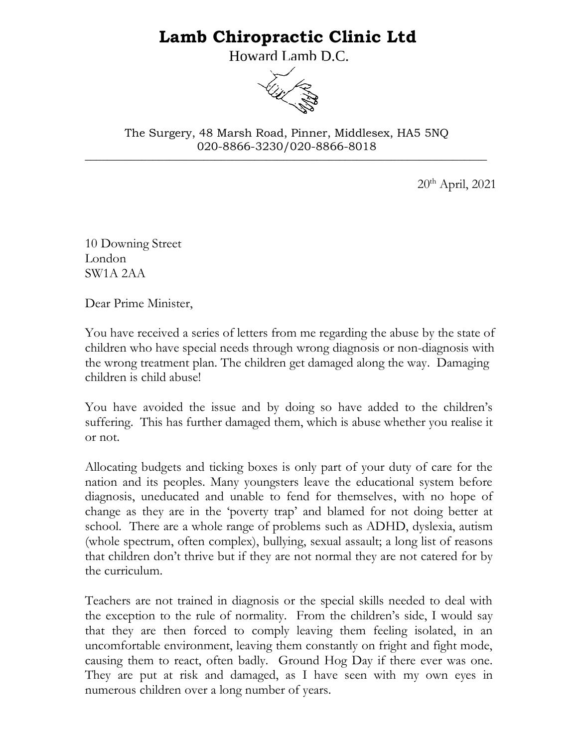# Lamb Chiropractic Clinic Ltd

Howard Lamb D.C.

The Surgery, 48 Marsh Road, Pinner, Middlesex, HA5 5NQ
020-8866-3230/020-8866-8018

---

20th April, 2021

10 Downing Street
London
SW1A 2AA

Dear Prime Minister,

You have received a series of letters from me regarding the abuse by the state of children who have special needs through wrong diagnosis or non-diagnosis with the wrong treatment plan. The children get damaged along the way. Damaging children is child abuse!

You have avoided the issue and by doing so have added to the children's suffering. This has further damaged them, which is abuse whether you realise it or not.

Allocating budgets and ticking boxes is only part of your duty of care for the nation and its peoples. Many youngsters leave the educational system before diagnosis, uneducated and unable to fend for themselves, with no hope of change as they are in the 'poverty trap' and blamed for not doing better at school. There are a whole range of problems such as ADHD, dyslexia, autism (whole spectrum, often complex), bullying, sexual assault; a long list of reasons that children don't thrive but if they are not normal they are not catered for by the curriculum.

Teachers are not trained in diagnosis or the special skills needed to deal with the exception to the rule of normality. From the children's side, I would say that they are then forced to comply leaving them feeling isolated, in an uncomfortable environment, leaving them constantly on fright and fight mode, causing them to react, often badly. Ground Hog Day if there ever was one. They are put at risk and damaged, as I have seen with my own eyes in numerous children over a long number of years.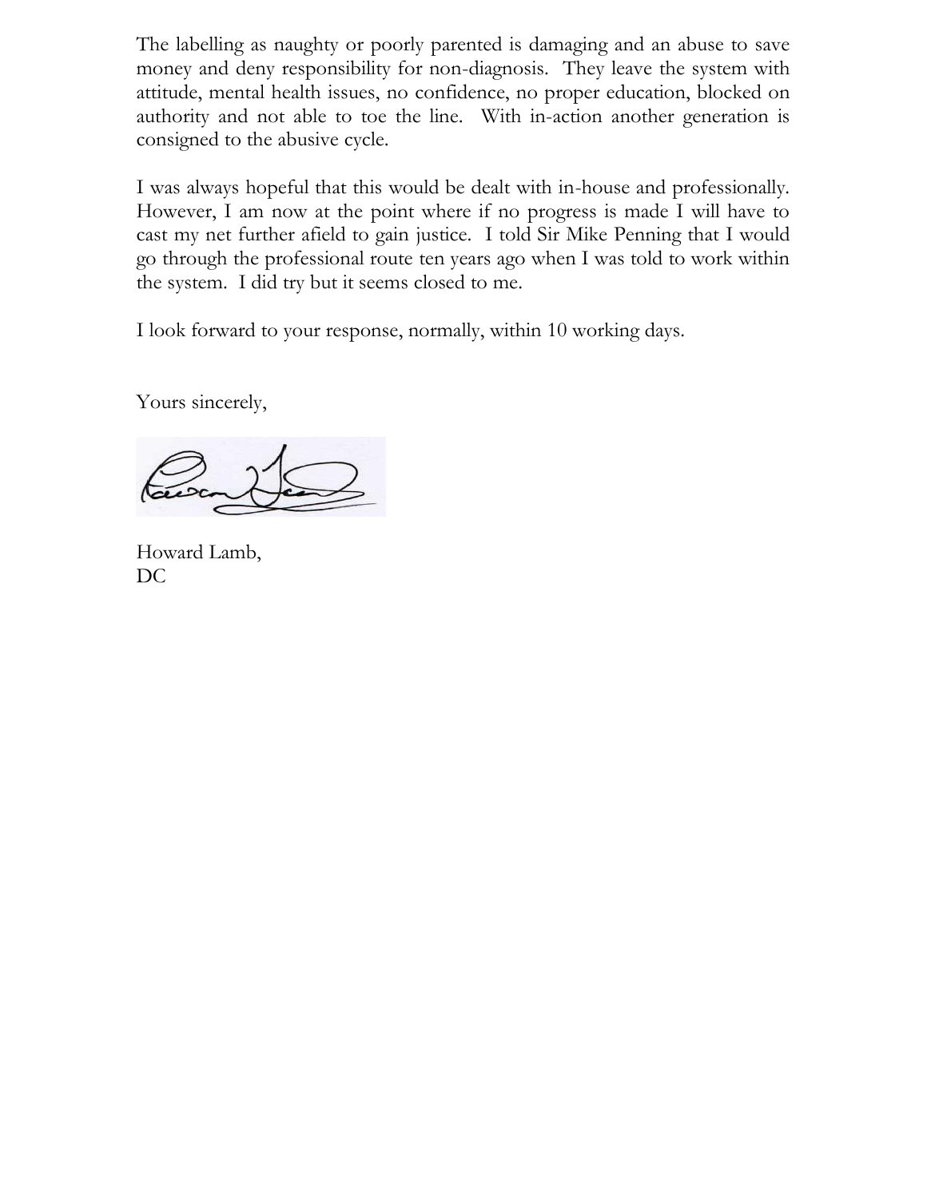The labelling as naughty or poorly parented is damaging and an abuse to save money and deny responsibility for non-diagnosis. They leave the system with attitude, mental health issues, no confidence, no proper education, blocked on authority and not able to toe the line. With in-action another generation is consigned to the abusive cycle.

I was always hopeful that this would be dealt with in-house and professionally. However, I am now at the point where if no progress is made I will have to cast my net further afield to gain justice. I told Sir Mike Penning that I would go through the professional route ten years ago when I was told to work within the system. I did try but it seems closed to me.

I look forward to your response, normally, within 10 working days.

Yours sincerely,

Howard Lamb,
DC